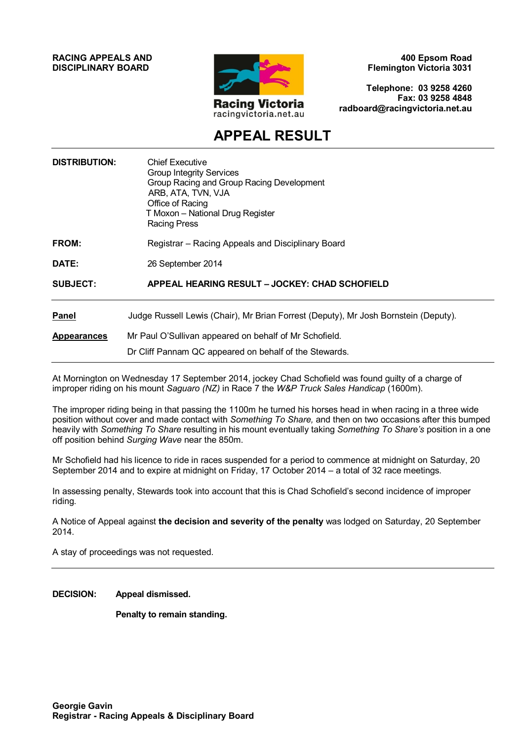**RACING APPEALS AND DISCIPLINARY BOARD**

Racing Victoria
racingvictoria.net.au

**400 Epsom Road**
**Flemington Victoria 3031**

**Telephone: 03 9258 4260**
**Fax: 03 9258 4848**
**radboard@racingvictoria.net.au**

# APPEAL RESULT

**DISTRIBUTION:** Chief Executive
Group Integrity Services
Group Racing and Group Racing Development
ARB, ATA, TVN, VJA
Office of Racing
T Moxon – National Drug Register
Racing Press

**FROM:** Registrar – Racing Appeals and Disciplinary Board

**DATE:** 26 September 2014

**SUBJECT:** **APPEAL HEARING RESULT – JOCKEY: CHAD SCHOFIELD**

---

**Panel** Judge Russell Lewis (Chair), Mr Brian Forrest (Deputy), Mr Josh Bornstein (Deputy).

**Appearances** Mr Paul O'Sullivan appeared on behalf of Mr Schofield.

Dr Cliff Pannam QC appeared on behalf of the Stewards.

---

At Mornington on Wednesday 17 September 2014, jockey Chad Schofield was found guilty of a charge of improper riding on his mount *Saguaro (NZ)* in Race 7 the *W&P Truck Sales Handicap* (1600m).

The improper riding being in that passing the 1100m he turned his horses head in when racing in a three wide position without cover and made contact with *Something To Share,* and then on two occasions after this bumped heavily with *Something To Share* resulting in his mount eventually taking *Something To Share's* position in a one off position behind *Surging Wave* near the 850m.

Mr Schofield had his licence to ride in races suspended for a period to commence at midnight on Saturday, 20 September 2014 and to expire at midnight on Friday, 17 October 2014 – a total of 32 race meetings.

In assessing penalty, Stewards took into account that this is Chad Schofield's second incidence of improper riding.

A Notice of Appeal against **the decision and severity of the penalty** was lodged on Saturday, 20 September 2014.

A stay of proceedings was not requested.

---

**DECISION:** **Appeal dismissed.**

**Penalty to remain standing.**

**Georgie Gavin**
**Registrar - Racing Appeals & Disciplinary Board**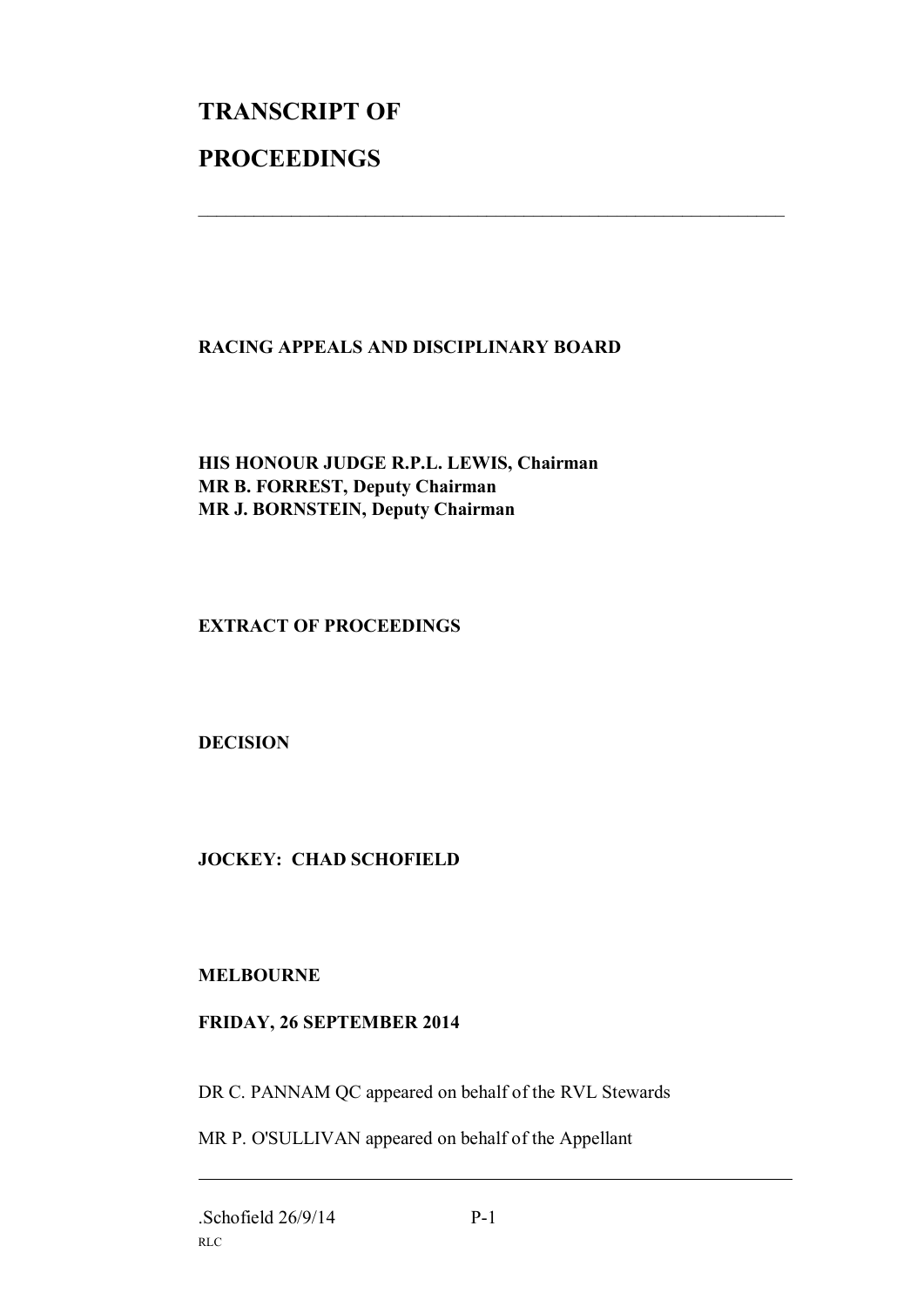# TRANSCRIPT OF PROCEEDINGS

---

**RACING APPEALS AND DISCIPLINARY BOARD**

**HIS HONOUR JUDGE R.P.L. LEWIS, Chairman**
**MR B. FORREST, Deputy Chairman**
**MR J. BORNSTEIN, Deputy Chairman**

**EXTRACT OF PROCEEDINGS**

**DECISION**

**JOCKEY: CHAD SCHOFIELD**

**MELBOURNE**

**FRIDAY, 26 SEPTEMBER 2014**

DR C. PANNAM QC appeared on behalf of the RVL Stewards

MR P. O'SULLIVAN appeared on behalf of the Appellant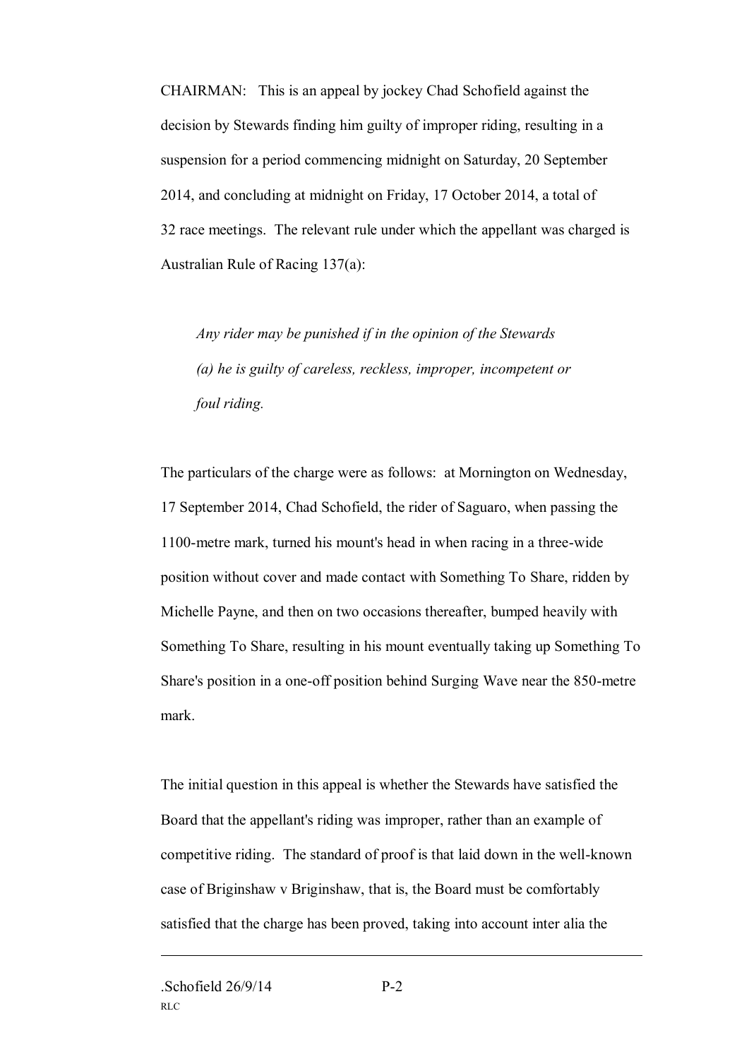CHAIRMAN: This is an appeal by jockey Chad Schofield against the decision by Stewards finding him guilty of improper riding, resulting in a suspension for a period commencing midnight on Saturday, 20 September 2014, and concluding at midnight on Friday, 17 October 2014, a total of 32 race meetings. The relevant rule under which the appellant was charged is Australian Rule of Racing 137(a):

> *Any rider may be punished if in the opinion of the Stewards*
> *(a) he is guilty of careless, reckless, improper, incompetent or foul riding.*

The particulars of the charge were as follows: at Mornington on Wednesday, 17 September 2014, Chad Schofield, the rider of Saguaro, when passing the 1100-metre mark, turned his mount's head in when racing in a three-wide position without cover and made contact with Something To Share, ridden by Michelle Payne, and then on two occasions thereafter, bumped heavily with Something To Share, resulting in his mount eventually taking up Something To Share's position in a one-off position behind Surging Wave near the 850-metre mark.

The initial question in this appeal is whether the Stewards have satisfied the Board that the appellant's riding was improper, rather than an example of competitive riding. The standard of proof is that laid down in the well-known case of Briginshaw v Briginshaw, that is, the Board must be comfortably satisfied that the charge has been proved, taking into account inter alia the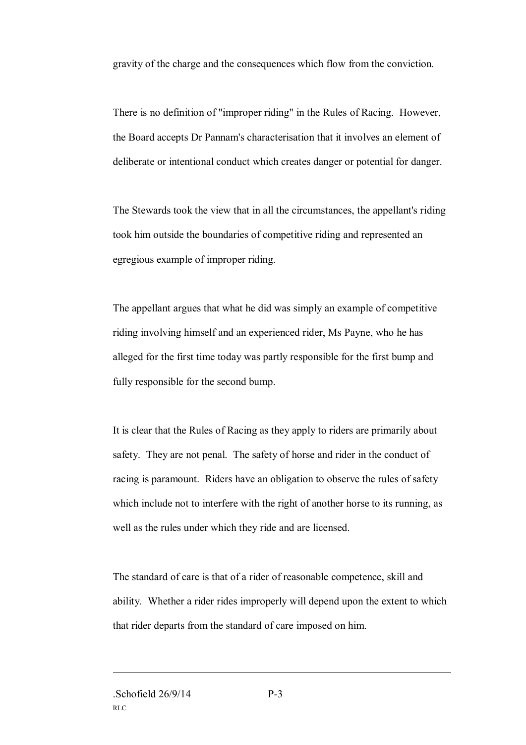gravity of the charge and the consequences which flow from the conviction.

There is no definition of "improper riding" in the Rules of Racing. However, the Board accepts Dr Pannam's characterisation that it involves an element of deliberate or intentional conduct which creates danger or potential for danger.

The Stewards took the view that in all the circumstances, the appellant's riding took him outside the boundaries of competitive riding and represented an egregious example of improper riding.

The appellant argues that what he did was simply an example of competitive riding involving himself and an experienced rider, Ms Payne, who he has alleged for the first time today was partly responsible for the first bump and fully responsible for the second bump.

It is clear that the Rules of Racing as they apply to riders are primarily about safety. They are not penal. The safety of horse and rider in the conduct of racing is paramount. Riders have an obligation to observe the rules of safety which include not to interfere with the right of another horse to its running, as well as the rules under which they ride and are licensed.

The standard of care is that of a rider of reasonable competence, skill and ability. Whether a rider rides improperly will depend upon the extent to which that rider departs from the standard of care imposed on him.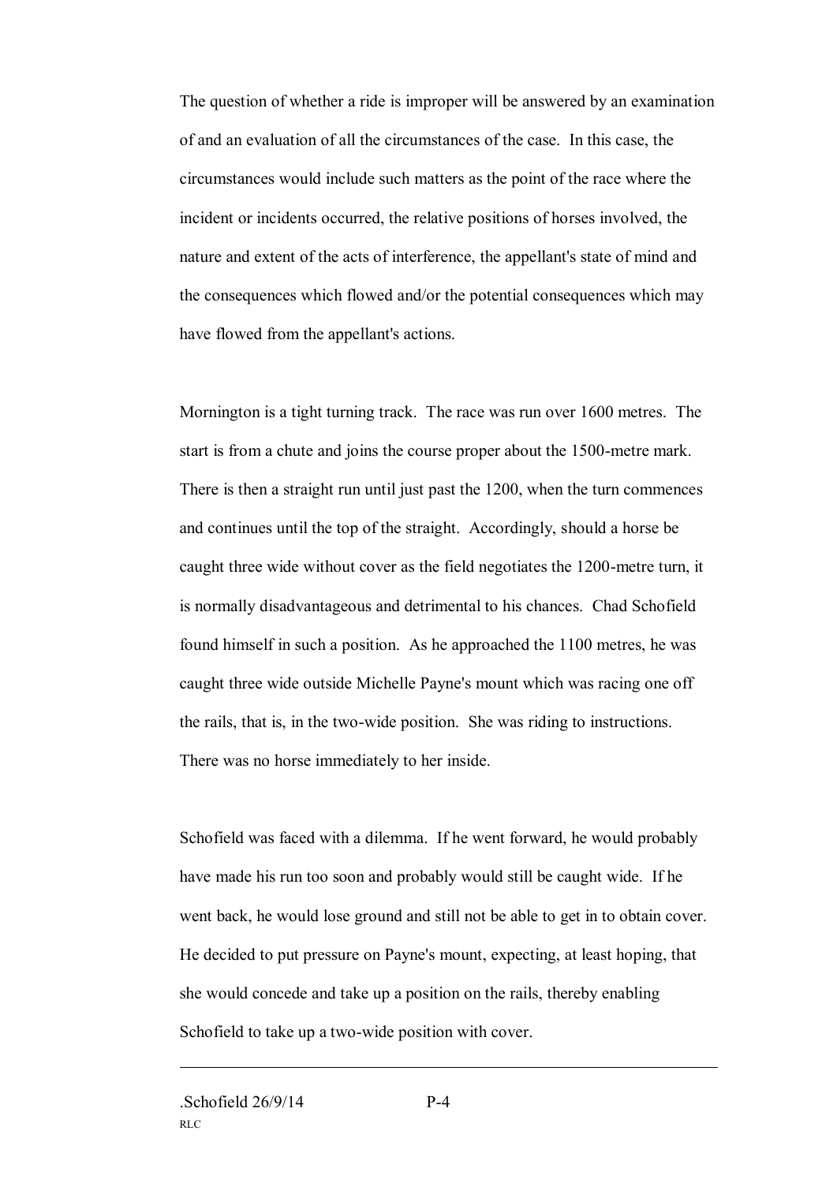The question of whether a ride is improper will be answered by an examination of and an evaluation of all the circumstances of the case. In this case, the circumstances would include such matters as the point of the race where the incident or incidents occurred, the relative positions of horses involved, the nature and extent of the acts of interference, the appellant's state of mind and the consequences which flowed and/or the potential consequences which may have flowed from the appellant's actions.

Mornington is a tight turning track. The race was run over 1600 metres. The start is from a chute and joins the course proper about the 1500-metre mark. There is then a straight run until just past the 1200, when the turn commences and continues until the top of the straight. Accordingly, should a horse be caught three wide without cover as the field negotiates the 1200-metre turn, it is normally disadvantageous and detrimental to his chances. Chad Schofield found himself in such a position. As he approached the 1100 metres, he was caught three wide outside Michelle Payne's mount which was racing one off the rails, that is, in the two-wide position. She was riding to instructions. There was no horse immediately to her inside.

Schofield was faced with a dilemma. If he went forward, he would probably have made his run too soon and probably would still be caught wide. If he went back, he would lose ground and still not be able to get in to obtain cover. He decided to put pressure on Payne's mount, expecting, at least hoping, that she would concede and take up a position on the rails, thereby enabling Schofield to take up a two-wide position with cover.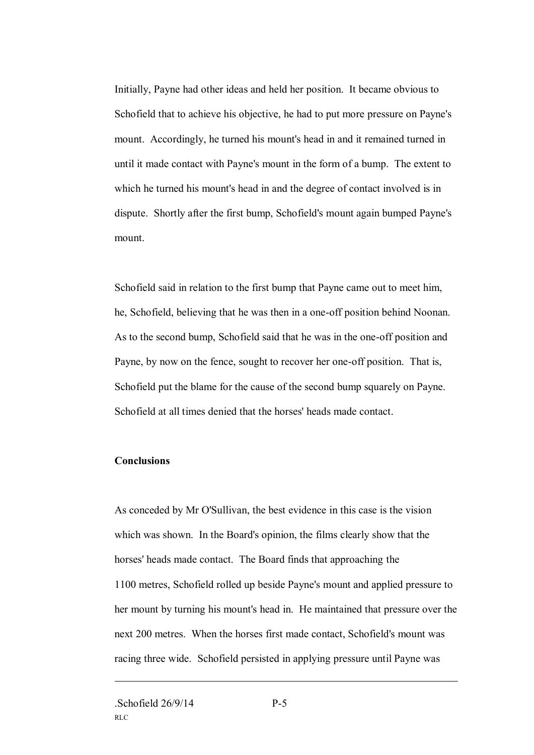Initially, Payne had other ideas and held her position. It became obvious to Schofield that to achieve his objective, he had to put more pressure on Payne's mount. Accordingly, he turned his mount's head in and it remained turned in until it made contact with Payne's mount in the form of a bump. The extent to which he turned his mount's head in and the degree of contact involved is in dispute. Shortly after the first bump, Schofield's mount again bumped Payne's mount.

Schofield said in relation to the first bump that Payne came out to meet him, he, Schofield, believing that he was then in a one-off position behind Noonan. As to the second bump, Schofield said that he was in the one-off position and Payne, by now on the fence, sought to recover her one-off position. That is, Schofield put the blame for the cause of the second bump squarely on Payne. Schofield at all times denied that the horses' heads made contact.

**Conclusions**

As conceded by Mr O'Sullivan, the best evidence in this case is the vision which was shown. In the Board's opinion, the films clearly show that the horses' heads made contact. The Board finds that approaching the 1100 metres, Schofield rolled up beside Payne's mount and applied pressure to her mount by turning his mount's head in. He maintained that pressure over the next 200 metres. When the horses first made contact, Schofield's mount was racing three wide. Schofield persisted in applying pressure until Payne was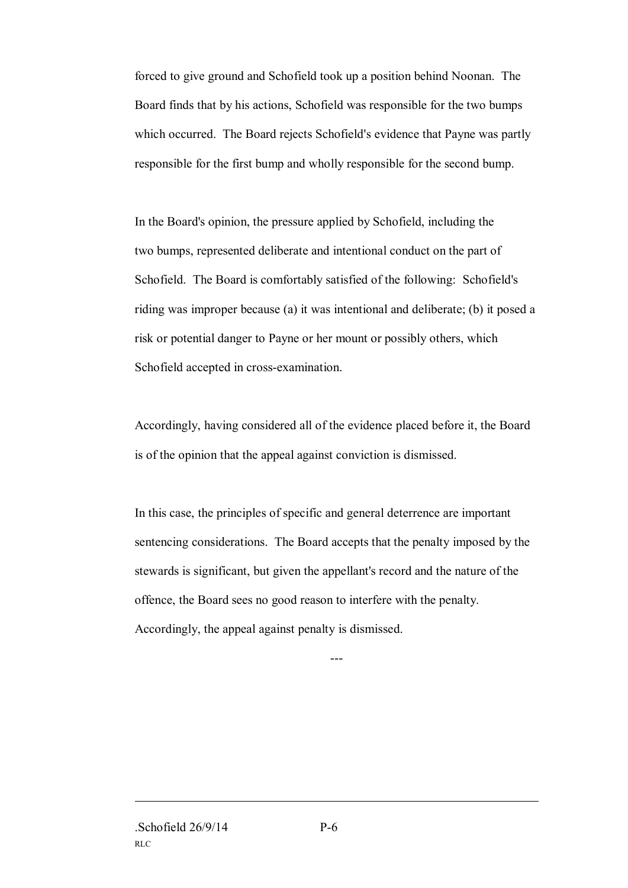forced to give ground and Schofield took up a position behind Noonan. The Board finds that by his actions, Schofield was responsible for the two bumps which occurred. The Board rejects Schofield's evidence that Payne was partly responsible for the first bump and wholly responsible for the second bump.

In the Board's opinion, the pressure applied by Schofield, including the two bumps, represented deliberate and intentional conduct on the part of Schofield. The Board is comfortably satisfied of the following: Schofield's riding was improper because (a) it was intentional and deliberate; (b) it posed a risk or potential danger to Payne or her mount or possibly others, which Schofield accepted in cross-examination.

Accordingly, having considered all of the evidence placed before it, the Board is of the opinion that the appeal against conviction is dismissed.

In this case, the principles of specific and general deterrence are important sentencing considerations. The Board accepts that the penalty imposed by the stewards is significant, but given the appellant's record and the nature of the offence, the Board sees no good reason to interfere with the penalty. Accordingly, the appeal against penalty is dismissed.

---